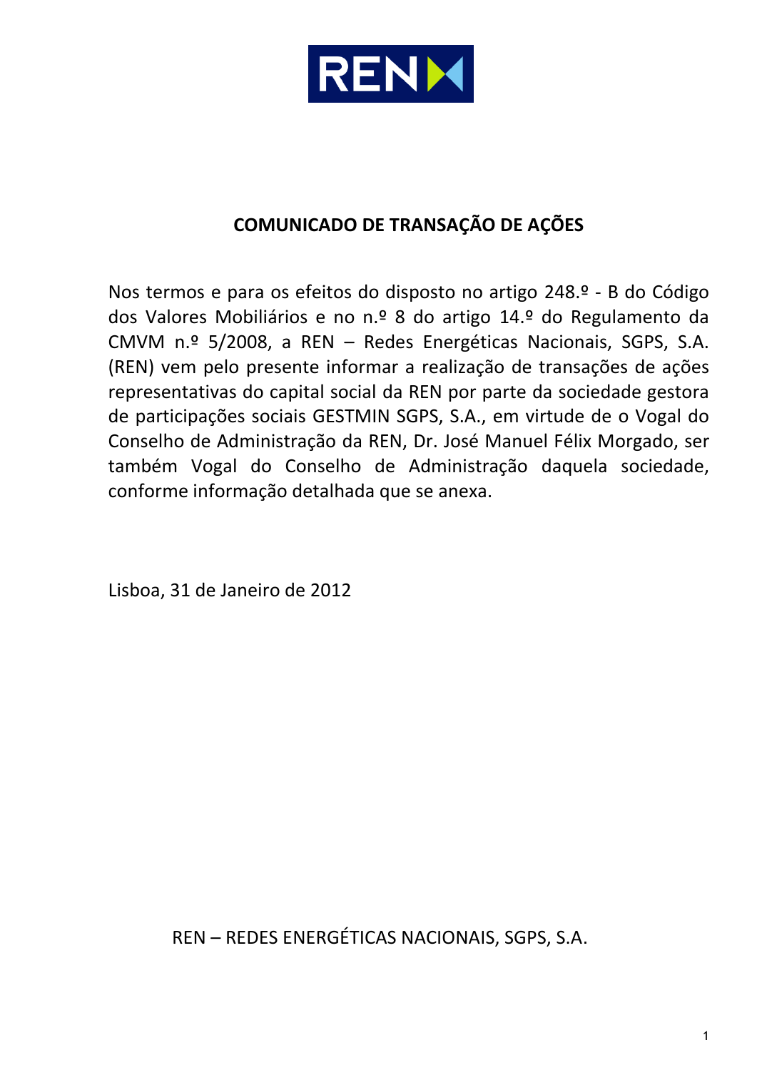## COMUNICADO DE TRANSAÇÃO DE AÇÕES

Nos termos e para os efeitos do disposto no artigo 248.º - B do Código dos Valores Mobiliários e no n.º 8 do artigo 14.º do Regulamento da CMVM n.º 5/2008, a REN – Redes Energéticas Nacionais, SGPS, S.A. (REN) vem pelo presente informar a realização de transações de ações representativas do capital social da REN por parte da sociedade gestora de participações sociais GESTMIN SGPS, S.A., em virtude de o Vogal do Conselho de Administração da REN, Dr. José Manuel Félix Morgado, ser também Vogal do Conselho de Administração daquela sociedade, conforme informação detalhada que se anexa.

Lisboa, 31 de Janeiro de 2012

REN – REDES ENERGÉTICAS NACIONAIS, SGPS, S.A.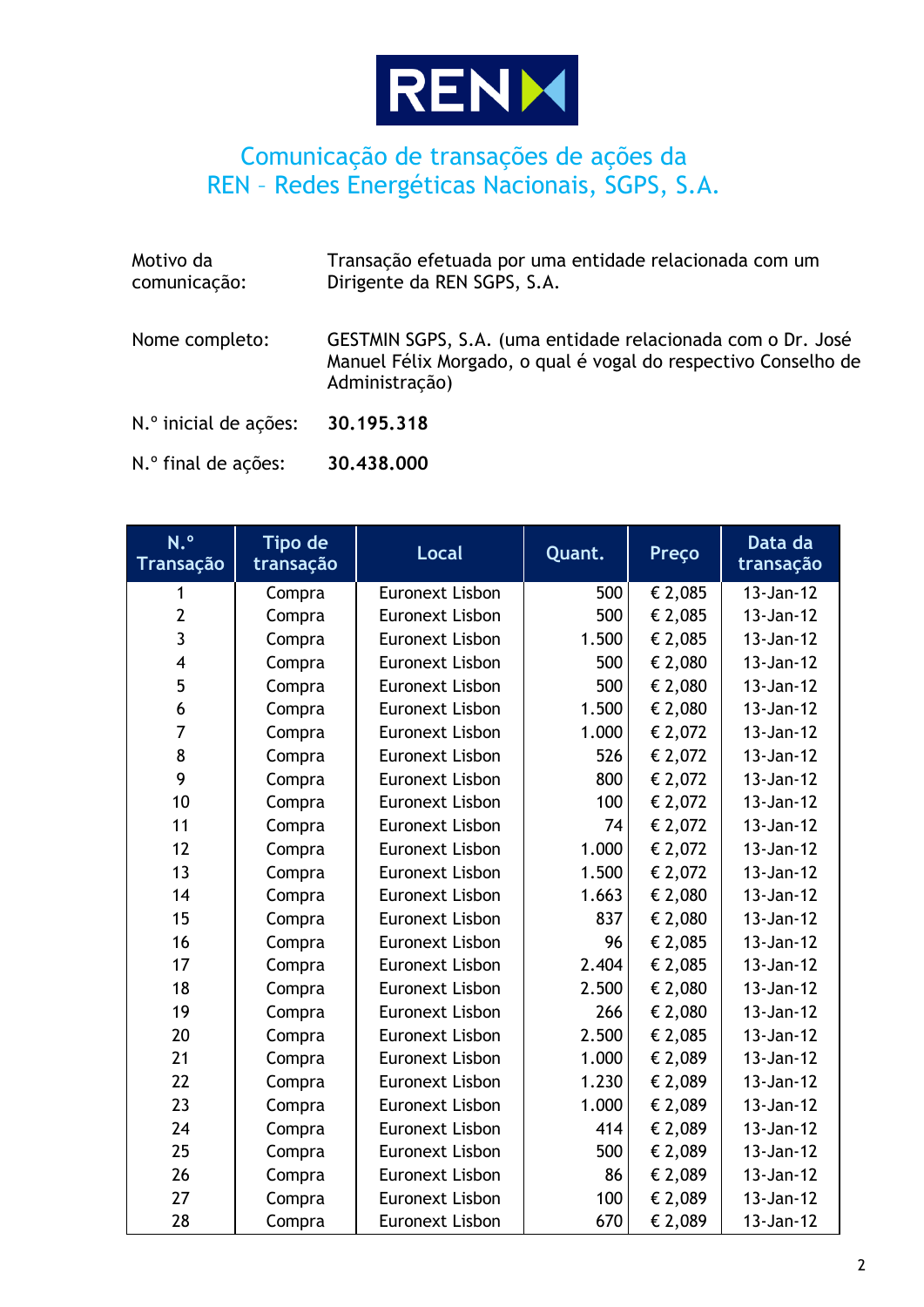# Comunicação de transações de ações da REN – Redes Energéticas Nacionais, SGPS, S.A.

| | |
|---|---|
| Motivo da comunicação: | Transação efetuada por uma entidade relacionada com um Dirigente da REN SGPS, S.A. |
| Nome completo: | GESTMIN SGPS, S.A. (uma entidade relacionada com o Dr. José Manuel Félix Morgado, o qual é vogal do respectivo Conselho de Administração) |
| N.º inicial de ações: | **30.195.318** |
| N.º final de ações: | **30.438.000** |

| N.º Transação | Tipo de transação | Local | Quant. | Preço | Data da transação |
|---|---|---|---|---|---|
| 1 | Compra | Euronext Lisbon | 500 | € 2,085 | 13-Jan-12 |
| 2 | Compra | Euronext Lisbon | 500 | € 2,085 | 13-Jan-12 |
| 3 | Compra | Euronext Lisbon | 1.500 | € 2,085 | 13-Jan-12 |
| 4 | Compra | Euronext Lisbon | 500 | € 2,080 | 13-Jan-12 |
| 5 | Compra | Euronext Lisbon | 500 | € 2,080 | 13-Jan-12 |
| 6 | Compra | Euronext Lisbon | 1.500 | € 2,080 | 13-Jan-12 |
| 7 | Compra | Euronext Lisbon | 1.000 | € 2,072 | 13-Jan-12 |
| 8 | Compra | Euronext Lisbon | 526 | € 2,072 | 13-Jan-12 |
| 9 | Compra | Euronext Lisbon | 800 | € 2,072 | 13-Jan-12 |
| 10 | Compra | Euronext Lisbon | 100 | € 2,072 | 13-Jan-12 |
| 11 | Compra | Euronext Lisbon | 74 | € 2,072 | 13-Jan-12 |
| 12 | Compra | Euronext Lisbon | 1.000 | € 2,072 | 13-Jan-12 |
| 13 | Compra | Euronext Lisbon | 1.500 | € 2,072 | 13-Jan-12 |
| 14 | Compra | Euronext Lisbon | 1.663 | € 2,080 | 13-Jan-12 |
| 15 | Compra | Euronext Lisbon | 837 | € 2,080 | 13-Jan-12 |
| 16 | Compra | Euronext Lisbon | 96 | € 2,085 | 13-Jan-12 |
| 17 | Compra | Euronext Lisbon | 2.404 | € 2,085 | 13-Jan-12 |
| 18 | Compra | Euronext Lisbon | 2.500 | € 2,080 | 13-Jan-12 |
| 19 | Compra | Euronext Lisbon | 266 | € 2,080 | 13-Jan-12 |
| 20 | Compra | Euronext Lisbon | 2.500 | € 2,085 | 13-Jan-12 |
| 21 | Compra | Euronext Lisbon | 1.000 | € 2,089 | 13-Jan-12 |
| 22 | Compra | Euronext Lisbon | 1.230 | € 2,089 | 13-Jan-12 |
| 23 | Compra | Euronext Lisbon | 1.000 | € 2,089 | 13-Jan-12 |
| 24 | Compra | Euronext Lisbon | 414 | € 2,089 | 13-Jan-12 |
| 25 | Compra | Euronext Lisbon | 500 | € 2,089 | 13-Jan-12 |
| 26 | Compra | Euronext Lisbon | 86 | € 2,089 | 13-Jan-12 |
| 27 | Compra | Euronext Lisbon | 100 | € 2,089 | 13-Jan-12 |
| 28 | Compra | Euronext Lisbon | 670 | € 2,089 | 13-Jan-12 |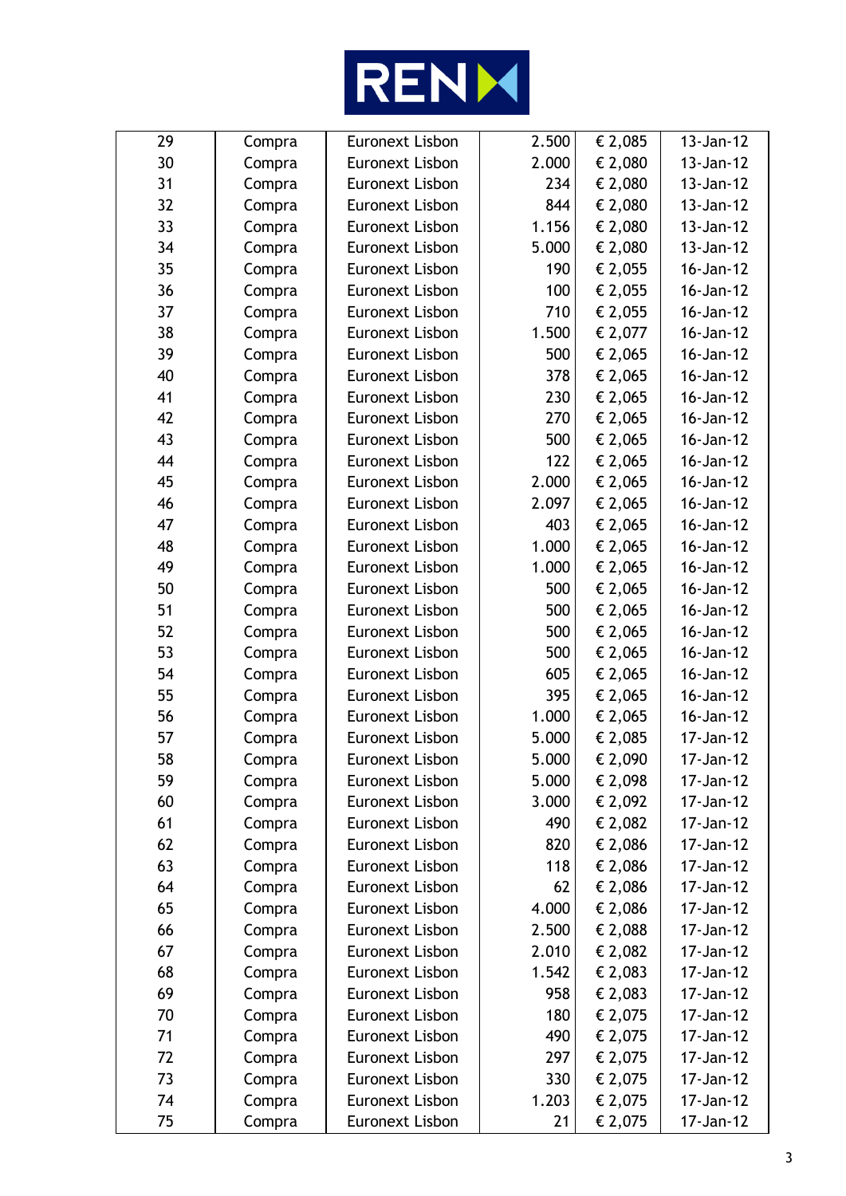| | | | | | |
|---|---|---|---|---|---|
| 29 | Compra | Euronext Lisbon | 2.500 | € 2,085 | 13-Jan-12 |
| 30 | Compra | Euronext Lisbon | 2.000 | € 2,080 | 13-Jan-12 |
| 31 | Compra | Euronext Lisbon | 234 | € 2,080 | 13-Jan-12 |
| 32 | Compra | Euronext Lisbon | 844 | € 2,080 | 13-Jan-12 |
| 33 | Compra | Euronext Lisbon | 1.156 | € 2,080 | 13-Jan-12 |
| 34 | Compra | Euronext Lisbon | 5.000 | € 2,080 | 13-Jan-12 |
| 35 | Compra | Euronext Lisbon | 190 | € 2,055 | 16-Jan-12 |
| 36 | Compra | Euronext Lisbon | 100 | € 2,055 | 16-Jan-12 |
| 37 | Compra | Euronext Lisbon | 710 | € 2,055 | 16-Jan-12 |
| 38 | Compra | Euronext Lisbon | 1.500 | € 2,077 | 16-Jan-12 |
| 39 | Compra | Euronext Lisbon | 500 | € 2,065 | 16-Jan-12 |
| 40 | Compra | Euronext Lisbon | 378 | € 2,065 | 16-Jan-12 |
| 41 | Compra | Euronext Lisbon | 230 | € 2,065 | 16-Jan-12 |
| 42 | Compra | Euronext Lisbon | 270 | € 2,065 | 16-Jan-12 |
| 43 | Compra | Euronext Lisbon | 500 | € 2,065 | 16-Jan-12 |
| 44 | Compra | Euronext Lisbon | 122 | € 2,065 | 16-Jan-12 |
| 45 | Compra | Euronext Lisbon | 2.000 | € 2,065 | 16-Jan-12 |
| 46 | Compra | Euronext Lisbon | 2.097 | € 2,065 | 16-Jan-12 |
| 47 | Compra | Euronext Lisbon | 403 | € 2,065 | 16-Jan-12 |
| 48 | Compra | Euronext Lisbon | 1.000 | € 2,065 | 16-Jan-12 |
| 49 | Compra | Euronext Lisbon | 1.000 | € 2,065 | 16-Jan-12 |
| 50 | Compra | Euronext Lisbon | 500 | € 2,065 | 16-Jan-12 |
| 51 | Compra | Euronext Lisbon | 500 | € 2,065 | 16-Jan-12 |
| 52 | Compra | Euronext Lisbon | 500 | € 2,065 | 16-Jan-12 |
| 53 | Compra | Euronext Lisbon | 500 | € 2,065 | 16-Jan-12 |
| 54 | Compra | Euronext Lisbon | 605 | € 2,065 | 16-Jan-12 |
| 55 | Compra | Euronext Lisbon | 395 | € 2,065 | 16-Jan-12 |
| 56 | Compra | Euronext Lisbon | 1.000 | € 2,065 | 16-Jan-12 |
| 57 | Compra | Euronext Lisbon | 5.000 | € 2,085 | 17-Jan-12 |
| 58 | Compra | Euronext Lisbon | 5.000 | € 2,090 | 17-Jan-12 |
| 59 | Compra | Euronext Lisbon | 5.000 | € 2,098 | 17-Jan-12 |
| 60 | Compra | Euronext Lisbon | 3.000 | € 2,092 | 17-Jan-12 |
| 61 | Compra | Euronext Lisbon | 490 | € 2,082 | 17-Jan-12 |
| 62 | Compra | Euronext Lisbon | 820 | € 2,086 | 17-Jan-12 |
| 63 | Compra | Euronext Lisbon | 118 | € 2,086 | 17-Jan-12 |
| 64 | Compra | Euronext Lisbon | 62 | € 2,086 | 17-Jan-12 |
| 65 | Compra | Euronext Lisbon | 4.000 | € 2,086 | 17-Jan-12 |
| 66 | Compra | Euronext Lisbon | 2.500 | € 2,088 | 17-Jan-12 |
| 67 | Compra | Euronext Lisbon | 2.010 | € 2,082 | 17-Jan-12 |
| 68 | Compra | Euronext Lisbon | 1.542 | € 2,083 | 17-Jan-12 |
| 69 | Compra | Euronext Lisbon | 958 | € 2,083 | 17-Jan-12 |
| 70 | Compra | Euronext Lisbon | 180 | € 2,075 | 17-Jan-12 |
| 71 | Compra | Euronext Lisbon | 490 | € 2,075 | 17-Jan-12 |
| 72 | Compra | Euronext Lisbon | 297 | € 2,075 | 17-Jan-12 |
| 73 | Compra | Euronext Lisbon | 330 | € 2,075 | 17-Jan-12 |
| 74 | Compra | Euronext Lisbon | 1.203 | € 2,075 | 17-Jan-12 |
| 75 | Compra | Euronext Lisbon | 21 | € 2,075 | 17-Jan-12 |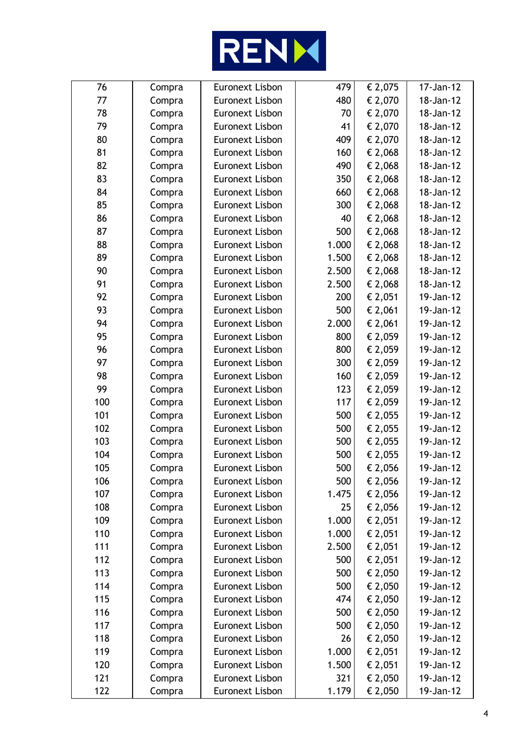| 76 | Compra | Euronext Lisbon | 479 | € 2,075 | 17-Jan-12 |
|---|---|---|---|---|---|
| 77 | Compra | Euronext Lisbon | 480 | € 2,070 | 18-Jan-12 |
| 78 | Compra | Euronext Lisbon | 70 | € 2,070 | 18-Jan-12 |
| 79 | Compra | Euronext Lisbon | 41 | € 2,070 | 18-Jan-12 |
| 80 | Compra | Euronext Lisbon | 409 | € 2,070 | 18-Jan-12 |
| 81 | Compra | Euronext Lisbon | 160 | € 2,068 | 18-Jan-12 |
| 82 | Compra | Euronext Lisbon | 490 | € 2,068 | 18-Jan-12 |
| 83 | Compra | Euronext Lisbon | 350 | € 2,068 | 18-Jan-12 |
| 84 | Compra | Euronext Lisbon | 660 | € 2,068 | 18-Jan-12 |
| 85 | Compra | Euronext Lisbon | 300 | € 2,068 | 18-Jan-12 |
| 86 | Compra | Euronext Lisbon | 40 | € 2,068 | 18-Jan-12 |
| 87 | Compra | Euronext Lisbon | 500 | € 2,068 | 18-Jan-12 |
| 88 | Compra | Euronext Lisbon | 1.000 | € 2,068 | 18-Jan-12 |
| 89 | Compra | Euronext Lisbon | 1.500 | € 2,068 | 18-Jan-12 |
| 90 | Compra | Euronext Lisbon | 2.500 | € 2,068 | 18-Jan-12 |
| 91 | Compra | Euronext Lisbon | 2.500 | € 2,068 | 18-Jan-12 |
| 92 | Compra | Euronext Lisbon | 200 | € 2,051 | 19-Jan-12 |
| 93 | Compra | Euronext Lisbon | 500 | € 2,061 | 19-Jan-12 |
| 94 | Compra | Euronext Lisbon | 2.000 | € 2,061 | 19-Jan-12 |
| 95 | Compra | Euronext Lisbon | 800 | € 2,059 | 19-Jan-12 |
| 96 | Compra | Euronext Lisbon | 800 | € 2,059 | 19-Jan-12 |
| 97 | Compra | Euronext Lisbon | 300 | € 2,059 | 19-Jan-12 |
| 98 | Compra | Euronext Lisbon | 160 | € 2,059 | 19-Jan-12 |
| 99 | Compra | Euronext Lisbon | 123 | € 2,059 | 19-Jan-12 |
| 100 | Compra | Euronext Lisbon | 117 | € 2,059 | 19-Jan-12 |
| 101 | Compra | Euronext Lisbon | 500 | € 2,055 | 19-Jan-12 |
| 102 | Compra | Euronext Lisbon | 500 | € 2,055 | 19-Jan-12 |
| 103 | Compra | Euronext Lisbon | 500 | € 2,055 | 19-Jan-12 |
| 104 | Compra | Euronext Lisbon | 500 | € 2,055 | 19-Jan-12 |
| 105 | Compra | Euronext Lisbon | 500 | € 2,056 | 19-Jan-12 |
| 106 | Compra | Euronext Lisbon | 500 | € 2,056 | 19-Jan-12 |
| 107 | Compra | Euronext Lisbon | 1.475 | € 2,056 | 19-Jan-12 |
| 108 | Compra | Euronext Lisbon | 25 | € 2,056 | 19-Jan-12 |
| 109 | Compra | Euronext Lisbon | 1.000 | € 2,051 | 19-Jan-12 |
| 110 | Compra | Euronext Lisbon | 1.000 | € 2,051 | 19-Jan-12 |
| 111 | Compra | Euronext Lisbon | 2.500 | € 2,051 | 19-Jan-12 |
| 112 | Compra | Euronext Lisbon | 500 | € 2,051 | 19-Jan-12 |
| 113 | Compra | Euronext Lisbon | 500 | € 2,050 | 19-Jan-12 |
| 114 | Compra | Euronext Lisbon | 500 | € 2,050 | 19-Jan-12 |
| 115 | Compra | Euronext Lisbon | 474 | € 2,050 | 19-Jan-12 |
| 116 | Compra | Euronext Lisbon | 500 | € 2,050 | 19-Jan-12 |
| 117 | Compra | Euronext Lisbon | 500 | € 2,050 | 19-Jan-12 |
| 118 | Compra | Euronext Lisbon | 26 | € 2,050 | 19-Jan-12 |
| 119 | Compra | Euronext Lisbon | 1.000 | € 2,051 | 19-Jan-12 |
| 120 | Compra | Euronext Lisbon | 1.500 | € 2,051 | 19-Jan-12 |
| 121 | Compra | Euronext Lisbon | 321 | € 2,050 | 19-Jan-12 |
| 122 | Compra | Euronext Lisbon | 1.179 | € 2,050 | 19-Jan-12 |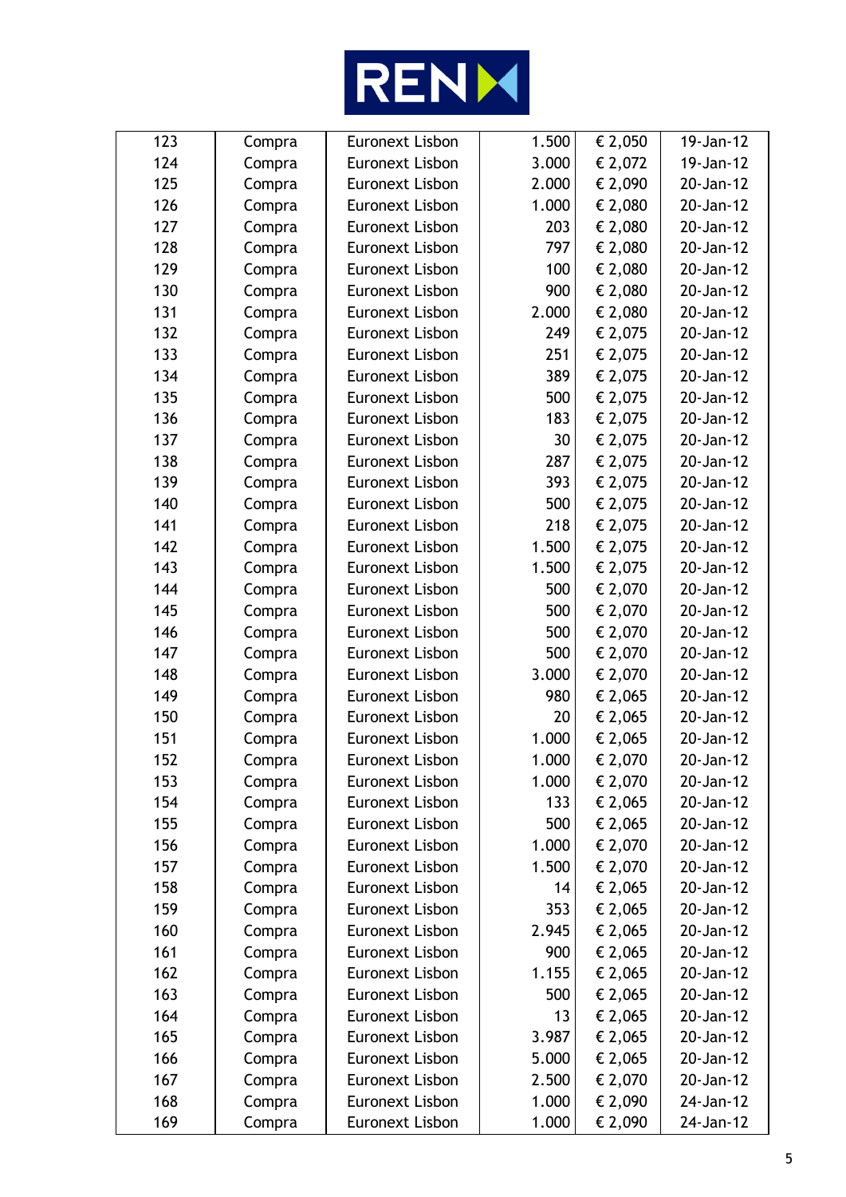| 123 | Compra | Euronext Lisbon | 1.500 | € 2,050 | 19-Jan-12 |
|---|---|---|---|---|---|
| 124 | Compra | Euronext Lisbon | 3.000 | € 2,072 | 19-Jan-12 |
| 125 | Compra | Euronext Lisbon | 2.000 | € 2,090 | 20-Jan-12 |
| 126 | Compra | Euronext Lisbon | 1.000 | € 2,080 | 20-Jan-12 |
| 127 | Compra | Euronext Lisbon | 203 | € 2,080 | 20-Jan-12 |
| 128 | Compra | Euronext Lisbon | 797 | € 2,080 | 20-Jan-12 |
| 129 | Compra | Euronext Lisbon | 100 | € 2,080 | 20-Jan-12 |
| 130 | Compra | Euronext Lisbon | 900 | € 2,080 | 20-Jan-12 |
| 131 | Compra | Euronext Lisbon | 2.000 | € 2,080 | 20-Jan-12 |
| 132 | Compra | Euronext Lisbon | 249 | € 2,075 | 20-Jan-12 |
| 133 | Compra | Euronext Lisbon | 251 | € 2,075 | 20-Jan-12 |
| 134 | Compra | Euronext Lisbon | 389 | € 2,075 | 20-Jan-12 |
| 135 | Compra | Euronext Lisbon | 500 | € 2,075 | 20-Jan-12 |
| 136 | Compra | Euronext Lisbon | 183 | € 2,075 | 20-Jan-12 |
| 137 | Compra | Euronext Lisbon | 30 | € 2,075 | 20-Jan-12 |
| 138 | Compra | Euronext Lisbon | 287 | € 2,075 | 20-Jan-12 |
| 139 | Compra | Euronext Lisbon | 393 | € 2,075 | 20-Jan-12 |
| 140 | Compra | Euronext Lisbon | 500 | € 2,075 | 20-Jan-12 |
| 141 | Compra | Euronext Lisbon | 218 | € 2,075 | 20-Jan-12 |
| 142 | Compra | Euronext Lisbon | 1.500 | € 2,075 | 20-Jan-12 |
| 143 | Compra | Euronext Lisbon | 1.500 | € 2,075 | 20-Jan-12 |
| 144 | Compra | Euronext Lisbon | 500 | € 2,070 | 20-Jan-12 |
| 145 | Compra | Euronext Lisbon | 500 | € 2,070 | 20-Jan-12 |
| 146 | Compra | Euronext Lisbon | 500 | € 2,070 | 20-Jan-12 |
| 147 | Compra | Euronext Lisbon | 500 | € 2,070 | 20-Jan-12 |
| 148 | Compra | Euronext Lisbon | 3.000 | € 2,070 | 20-Jan-12 |
| 149 | Compra | Euronext Lisbon | 980 | € 2,065 | 20-Jan-12 |
| 150 | Compra | Euronext Lisbon | 20 | € 2,065 | 20-Jan-12 |
| 151 | Compra | Euronext Lisbon | 1.000 | € 2,065 | 20-Jan-12 |
| 152 | Compra | Euronext Lisbon | 1.000 | € 2,070 | 20-Jan-12 |
| 153 | Compra | Euronext Lisbon | 1.000 | € 2,070 | 20-Jan-12 |
| 154 | Compra | Euronext Lisbon | 133 | € 2,065 | 20-Jan-12 |
| 155 | Compra | Euronext Lisbon | 500 | € 2,065 | 20-Jan-12 |
| 156 | Compra | Euronext Lisbon | 1.000 | € 2,070 | 20-Jan-12 |
| 157 | Compra | Euronext Lisbon | 1.500 | € 2,070 | 20-Jan-12 |
| 158 | Compra | Euronext Lisbon | 14 | € 2,065 | 20-Jan-12 |
| 159 | Compra | Euronext Lisbon | 353 | € 2,065 | 20-Jan-12 |
| 160 | Compra | Euronext Lisbon | 2.945 | € 2,065 | 20-Jan-12 |
| 161 | Compra | Euronext Lisbon | 900 | € 2,065 | 20-Jan-12 |
| 162 | Compra | Euronext Lisbon | 1.155 | € 2,065 | 20-Jan-12 |
| 163 | Compra | Euronext Lisbon | 500 | € 2,065 | 20-Jan-12 |
| 164 | Compra | Euronext Lisbon | 13 | € 2,065 | 20-Jan-12 |
| 165 | Compra | Euronext Lisbon | 3.987 | € 2,065 | 20-Jan-12 |
| 166 | Compra | Euronext Lisbon | 5.000 | € 2,065 | 20-Jan-12 |
| 167 | Compra | Euronext Lisbon | 2.500 | € 2,070 | 20-Jan-12 |
| 168 | Compra | Euronext Lisbon | 1.000 | € 2,090 | 24-Jan-12 |
| 169 | Compra | Euronext Lisbon | 1.000 | € 2,090 | 24-Jan-12 |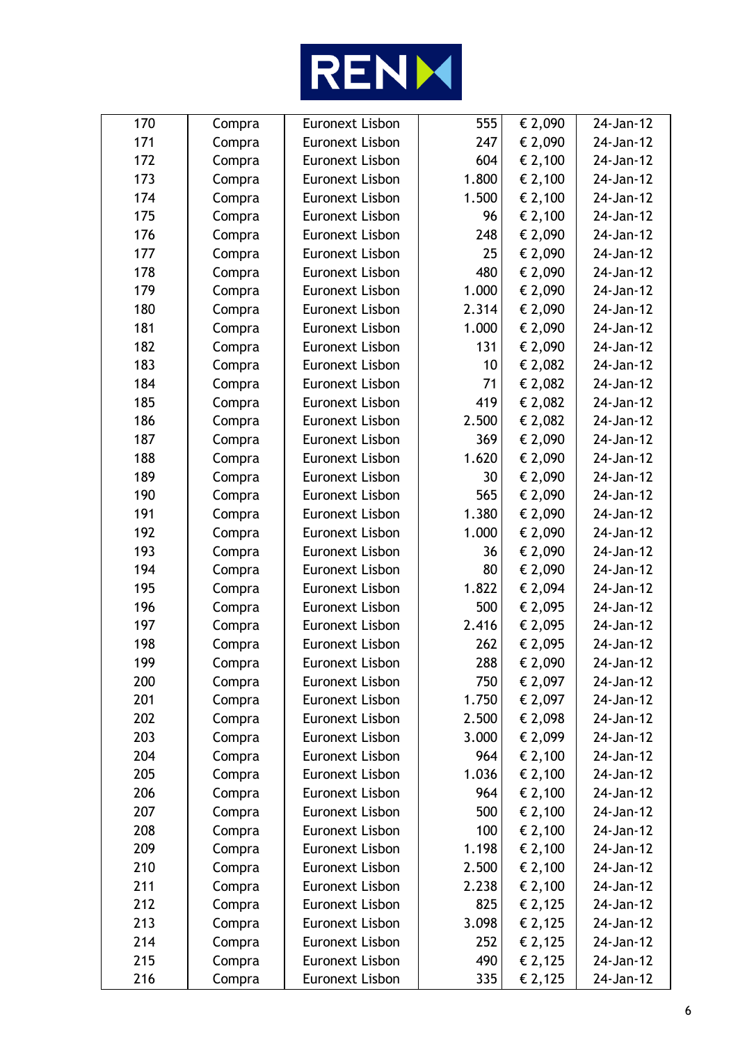| 170 | Compra | Euronext Lisbon | 555 | € 2,090 | 24-Jan-12 |
|---|---|---|---|---|---|
| 171 | Compra | Euronext Lisbon | 247 | € 2,090 | 24-Jan-12 |
| 172 | Compra | Euronext Lisbon | 604 | € 2,100 | 24-Jan-12 |
| 173 | Compra | Euronext Lisbon | 1.800 | € 2,100 | 24-Jan-12 |
| 174 | Compra | Euronext Lisbon | 1.500 | € 2,100 | 24-Jan-12 |
| 175 | Compra | Euronext Lisbon | 96 | € 2,100 | 24-Jan-12 |
| 176 | Compra | Euronext Lisbon | 248 | € 2,090 | 24-Jan-12 |
| 177 | Compra | Euronext Lisbon | 25 | € 2,090 | 24-Jan-12 |
| 178 | Compra | Euronext Lisbon | 480 | € 2,090 | 24-Jan-12 |
| 179 | Compra | Euronext Lisbon | 1.000 | € 2,090 | 24-Jan-12 |
| 180 | Compra | Euronext Lisbon | 2.314 | € 2,090 | 24-Jan-12 |
| 181 | Compra | Euronext Lisbon | 1.000 | € 2,090 | 24-Jan-12 |
| 182 | Compra | Euronext Lisbon | 131 | € 2,090 | 24-Jan-12 |
| 183 | Compra | Euronext Lisbon | 10 | € 2,082 | 24-Jan-12 |
| 184 | Compra | Euronext Lisbon | 71 | € 2,082 | 24-Jan-12 |
| 185 | Compra | Euronext Lisbon | 419 | € 2,082 | 24-Jan-12 |
| 186 | Compra | Euronext Lisbon | 2.500 | € 2,082 | 24-Jan-12 |
| 187 | Compra | Euronext Lisbon | 369 | € 2,090 | 24-Jan-12 |
| 188 | Compra | Euronext Lisbon | 1.620 | € 2,090 | 24-Jan-12 |
| 189 | Compra | Euronext Lisbon | 30 | € 2,090 | 24-Jan-12 |
| 190 | Compra | Euronext Lisbon | 565 | € 2,090 | 24-Jan-12 |
| 191 | Compra | Euronext Lisbon | 1.380 | € 2,090 | 24-Jan-12 |
| 192 | Compra | Euronext Lisbon | 1.000 | € 2,090 | 24-Jan-12 |
| 193 | Compra | Euronext Lisbon | 36 | € 2,090 | 24-Jan-12 |
| 194 | Compra | Euronext Lisbon | 80 | € 2,090 | 24-Jan-12 |
| 195 | Compra | Euronext Lisbon | 1.822 | € 2,094 | 24-Jan-12 |
| 196 | Compra | Euronext Lisbon | 500 | € 2,095 | 24-Jan-12 |
| 197 | Compra | Euronext Lisbon | 2.416 | € 2,095 | 24-Jan-12 |
| 198 | Compra | Euronext Lisbon | 262 | € 2,095 | 24-Jan-12 |
| 199 | Compra | Euronext Lisbon | 288 | € 2,090 | 24-Jan-12 |
| 200 | Compra | Euronext Lisbon | 750 | € 2,097 | 24-Jan-12 |
| 201 | Compra | Euronext Lisbon | 1.750 | € 2,097 | 24-Jan-12 |
| 202 | Compra | Euronext Lisbon | 2.500 | € 2,098 | 24-Jan-12 |
| 203 | Compra | Euronext Lisbon | 3.000 | € 2,099 | 24-Jan-12 |
| 204 | Compra | Euronext Lisbon | 964 | € 2,100 | 24-Jan-12 |
| 205 | Compra | Euronext Lisbon | 1.036 | € 2,100 | 24-Jan-12 |
| 206 | Compra | Euronext Lisbon | 964 | € 2,100 | 24-Jan-12 |
| 207 | Compra | Euronext Lisbon | 500 | € 2,100 | 24-Jan-12 |
| 208 | Compra | Euronext Lisbon | 100 | € 2,100 | 24-Jan-12 |
| 209 | Compra | Euronext Lisbon | 1.198 | € 2,100 | 24-Jan-12 |
| 210 | Compra | Euronext Lisbon | 2.500 | € 2,100 | 24-Jan-12 |
| 211 | Compra | Euronext Lisbon | 2.238 | € 2,100 | 24-Jan-12 |
| 212 | Compra | Euronext Lisbon | 825 | € 2,125 | 24-Jan-12 |
| 213 | Compra | Euronext Lisbon | 3.098 | € 2,125 | 24-Jan-12 |
| 214 | Compra | Euronext Lisbon | 252 | € 2,125 | 24-Jan-12 |
| 215 | Compra | Euronext Lisbon | 490 | € 2,125 | 24-Jan-12 |
| 216 | Compra | Euronext Lisbon | 335 | € 2,125 | 24-Jan-12 |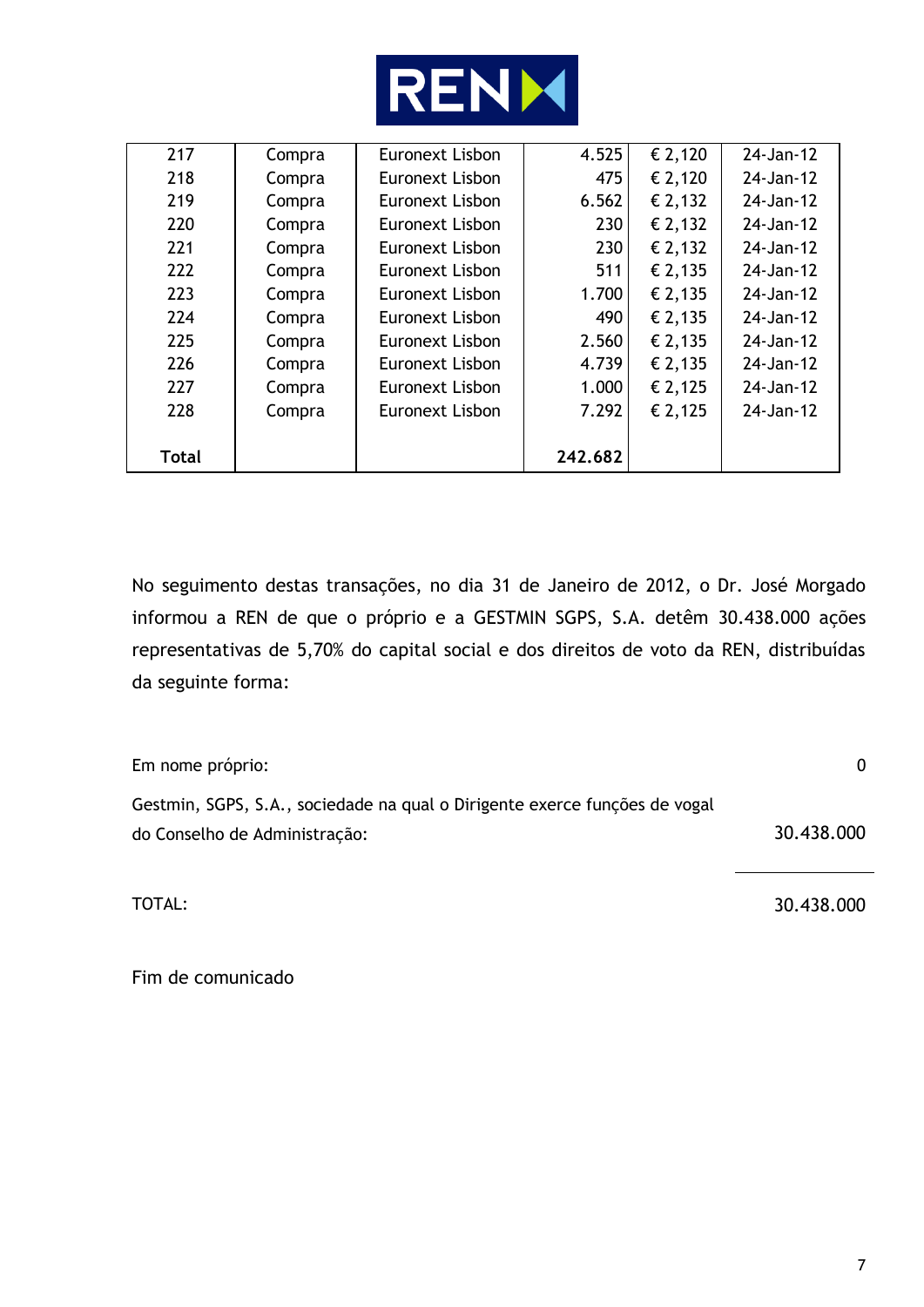| | | | | | |
|---|---|---|---|---|---|
| 217 | Compra | Euronext Lisbon | 4.525 | € 2,120 | 24-Jan-12 |
| 218 | Compra | Euronext Lisbon | 475 | € 2,120 | 24-Jan-12 |
| 219 | Compra | Euronext Lisbon | 6.562 | € 2,132 | 24-Jan-12 |
| 220 | Compra | Euronext Lisbon | 230 | € 2,132 | 24-Jan-12 |
| 221 | Compra | Euronext Lisbon | 230 | € 2,132 | 24-Jan-12 |
| 222 | Compra | Euronext Lisbon | 511 | € 2,135 | 24-Jan-12 |
| 223 | Compra | Euronext Lisbon | 1.700 | € 2,135 | 24-Jan-12 |
| 224 | Compra | Euronext Lisbon | 490 | € 2,135 | 24-Jan-12 |
| 225 | Compra | Euronext Lisbon | 2.560 | € 2,135 | 24-Jan-12 |
| 226 | Compra | Euronext Lisbon | 4.739 | € 2,135 | 24-Jan-12 |
| 227 | Compra | Euronext Lisbon | 1.000 | € 2,125 | 24-Jan-12 |
| 228 | Compra | Euronext Lisbon | 7.292 | € 2,125 | 24-Jan-12 |
| **Total** | | | **242.682** | | |

No seguimento destas transações, no dia 31 de Janeiro de 2012, o Dr. José Morgado informou a REN de que o próprio e a GESTMIN SGPS, S.A. detêm 30.438.000 ações representativas de 5,70% do capital social e dos direitos de voto da REN, distribuídas da seguinte forma:

| | |
|---|---|
| Em nome próprio: | 0 |
| Gestmin, SGPS, S.A., sociedade na qual o Dirigente exerce funções de vogal do Conselho de Administração: | 30.438.000 |
| TOTAL: | 30.438.000 |

Fim de comunicado